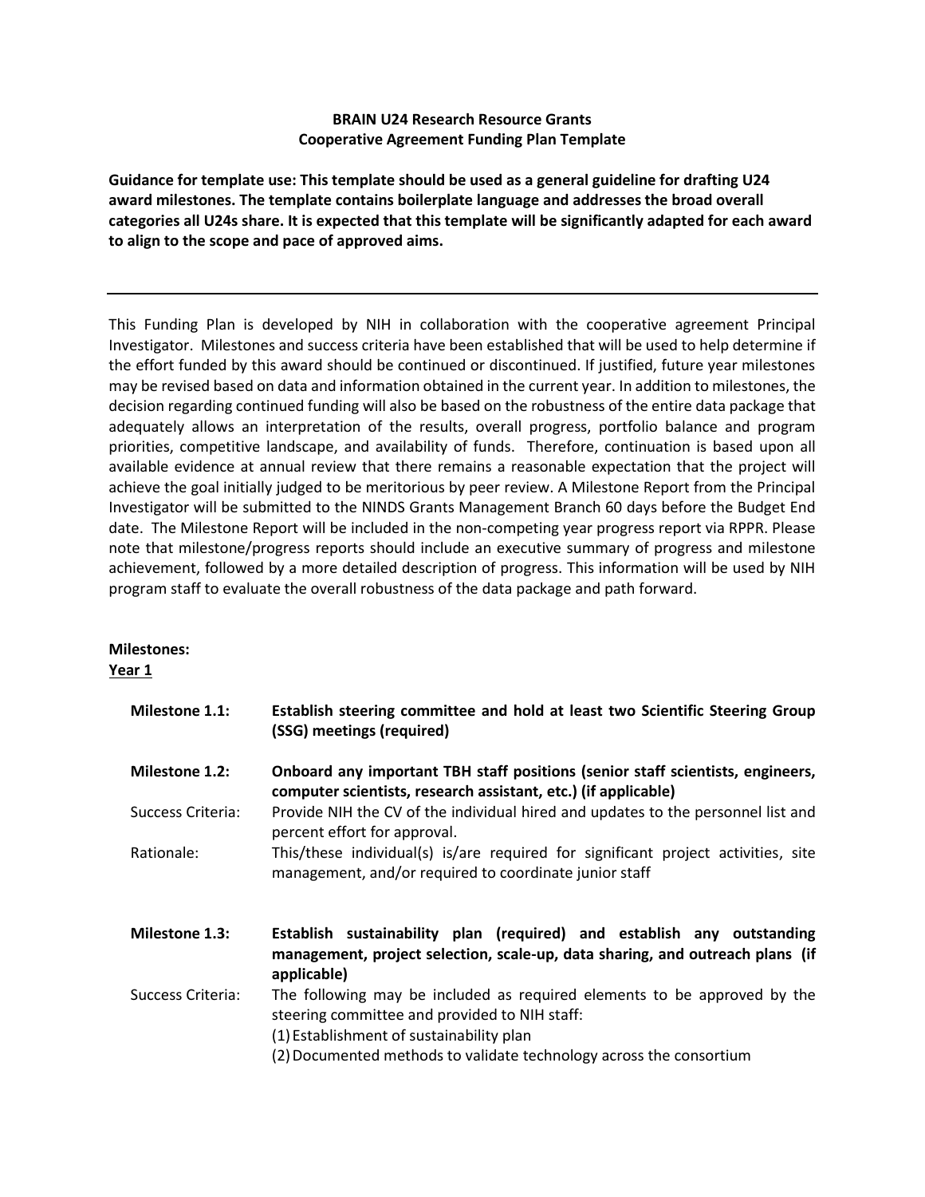# BRAIN U24 Research Resource Grants
## Cooperative Agreement Funding Plan Template

**Guidance for template use: This template should be used as a general guideline for drafting U24 award milestones. The template contains boilerplate language and addresses the broad overall categories all U24s share. It is expected that this template will be significantly adapted for each award to align to the scope and pace of approved aims.**

---

This Funding Plan is developed by NIH in collaboration with the cooperative agreement Principal Investigator. Milestones and success criteria have been established that will be used to help determine if the effort funded by this award should be continued or discontinued. If justified, future year milestones may be revised based on data and information obtained in the current year. In addition to milestones, the decision regarding continued funding will also be based on the robustness of the entire data package that adequately allows an interpretation of the results, overall progress, portfolio balance and program priorities, competitive landscape, and availability of funds. Therefore, continuation is based upon all available evidence at annual review that there remains a reasonable expectation that the project will achieve the goal initially judged to be meritorious by peer review. A Milestone Report from the Principal Investigator will be submitted to the NINDS Grants Management Branch 60 days before the Budget End date. The Milestone Report will be included in the non-competing year progress report via RPPR. Please note that milestone/progress reports should include an executive summary of progress and milestone achievement, followed by a more detailed description of progress. This information will be used by NIH program staff to evaluate the overall robustness of the data package and path forward.

**Milestones:**

**Year 1**

**Milestone 1.1:** **Establish steering committee and hold at least two Scientific Steering Group (SSG) meetings (required)**

**Milestone 1.2:** **Onboard any important TBH staff positions (senior staff scientists, engineers, computer scientists, research assistant, etc.) (if applicable)**

Success Criteria: Provide NIH the CV of the individual hired and updates to the personnel list and percent effort for approval.

Rationale: This/these individual(s) is/are required for significant project activities, site management, and/or required to coordinate junior staff

**Milestone 1.3:** **Establish sustainability plan (required) and establish any outstanding management, project selection, scale-up, data sharing, and outreach plans (if applicable)**

Success Criteria: The following may be included as required elements to be approved by the steering committee and provided to NIH staff:

(1) Establishment of sustainability plan
(2) Documented methods to validate technology across the consortium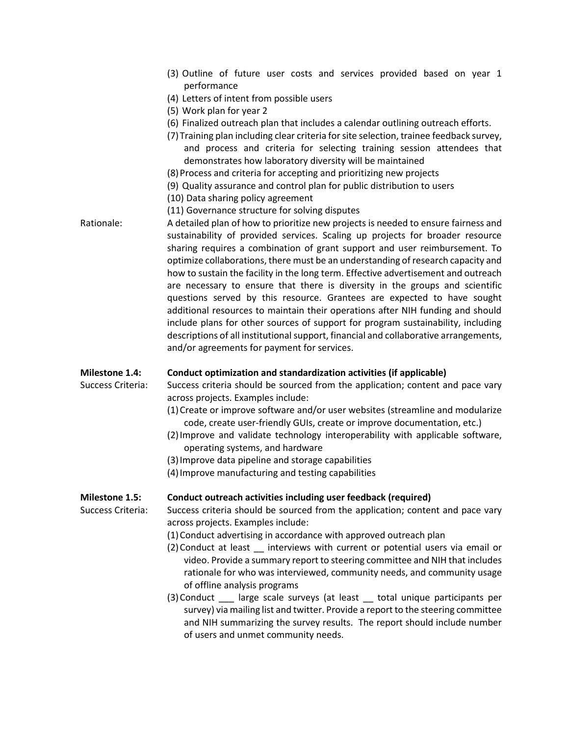(3) Outline of future user costs and services provided based on year 1 performance
(4) Letters of intent from possible users
(5) Work plan for year 2
(6) Finalized outreach plan that includes a calendar outlining outreach efforts.
(7) Training plan including clear criteria for site selection, trainee feedback survey, and process and criteria for selecting training session attendees that demonstrates how laboratory diversity will be maintained
(8) Process and criteria for accepting and prioritizing new projects
(9) Quality assurance and control plan for public distribution to users
(10) Data sharing policy agreement
(11) Governance structure for solving disputes

Rationale: A detailed plan of how to prioritize new projects is needed to ensure fairness and sustainability of provided services. Scaling up projects for broader resource sharing requires a combination of grant support and user reimbursement. To optimize collaborations, there must be an understanding of research capacity and how to sustain the facility in the long term. Effective advertisement and outreach are necessary to ensure that there is diversity in the groups and scientific questions served by this resource. Grantees are expected to have sought additional resources to maintain their operations after NIH funding and should include plans for other sources of support for program sustainability, including descriptions of all institutional support, financial and collaborative arrangements, and/or agreements for payment for services.

**Milestone 1.4: Conduct optimization and standardization activities (if applicable)**

Success Criteria: Success criteria should be sourced from the application; content and pace vary across projects. Examples include:

(1) Create or improve software and/or user websites (streamline and modularize code, create user-friendly GUIs, create or improve documentation, etc.)
(2) Improve and validate technology interoperability with applicable software, operating systems, and hardware
(3) Improve data pipeline and storage capabilities
(4) Improve manufacturing and testing capabilities

**Milestone 1.5: Conduct outreach activities including user feedback (required)**

Success Criteria: Success criteria should be sourced from the application; content and pace vary across projects. Examples include:

(1) Conduct advertising in accordance with approved outreach plan
(2) Conduct at least __ interviews with current or potential users via email or video. Provide a summary report to steering committee and NIH that includes rationale for who was interviewed, community needs, and community usage of offline analysis programs
(3) Conduct ___ large scale surveys (at least __ total unique participants per survey) via mailing list and twitter. Provide a report to the steering committee and NIH summarizing the survey results. The report should include number of users and unmet community needs.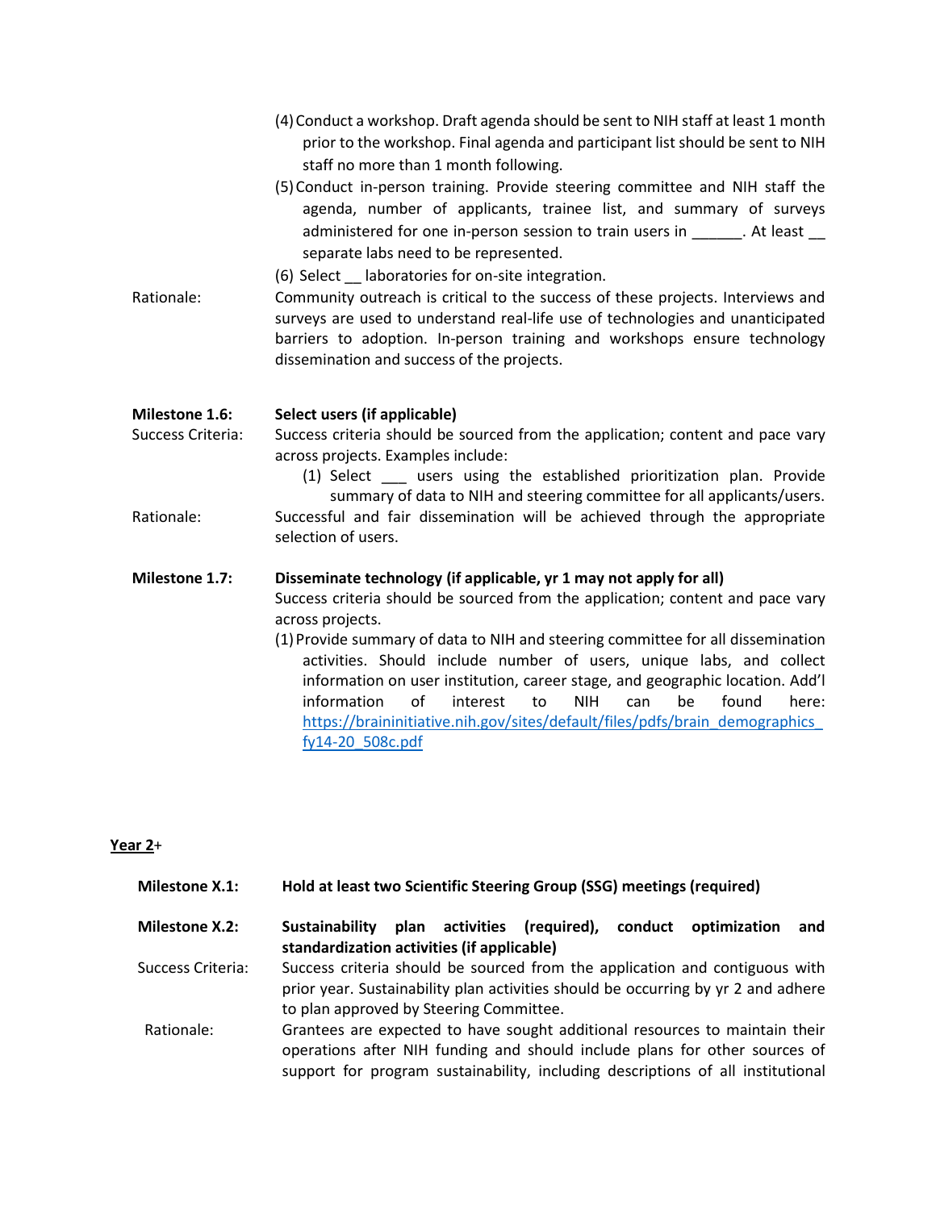(4) Conduct a workshop. Draft agenda should be sent to NIH staff at least 1 month prior to the workshop. Final agenda and participant list should be sent to NIH staff no more than 1 month following.

(5) Conduct in-person training. Provide steering committee and NIH staff the agenda, number of applicants, trainee list, and summary of surveys administered for one in-person session to train users in ______. At least __ separate labs need to be represented.

(6) Select __ laboratories for on-site integration.

Rationale: Community outreach is critical to the success of these projects. Interviews and surveys are used to understand real-life use of technologies and unanticipated barriers to adoption. In-person training and workshops ensure technology dissemination and success of the projects.

**Milestone 1.6: Select users (if applicable)**

Success Criteria: Success criteria should be sourced from the application; content and pace vary across projects. Examples include:

(1) Select ___ users using the established prioritization plan. Provide summary of data to NIH and steering committee for all applicants/users.

Rationale: Successful and fair dissemination will be achieved through the appropriate selection of users.

**Milestone 1.7: Disseminate technology (if applicable, yr 1 may not apply for all)**

Success criteria should be sourced from the application; content and pace vary across projects.

(1) Provide summary of data to NIH and steering committee for all dissemination activities. Should include number of users, unique labs, and collect information on user institution, career stage, and geographic location. Add'l information of interest to NIH can be found here: [https://braininitiative.nih.gov/sites/default/files/pdfs/brain_demographics_fy14-20_508c.pdf](https://braininitiative.nih.gov/sites/default/files/pdfs/brain_demographics_fy14-20_508c.pdf)

## Year 2+

**Milestone X.1: Hold at least two Scientific Steering Group (SSG) meetings (required)**

**Milestone X.2: Sustainability plan activities (required), conduct optimization and standardization activities (if applicable)**

Success Criteria: Success criteria should be sourced from the application and contiguous with prior year. Sustainability plan activities should be occurring by yr 2 and adhere to plan approved by Steering Committee.

Rationale: Grantees are expected to have sought additional resources to maintain their operations after NIH funding and should include plans for other sources of support for program sustainability, including descriptions of all institutional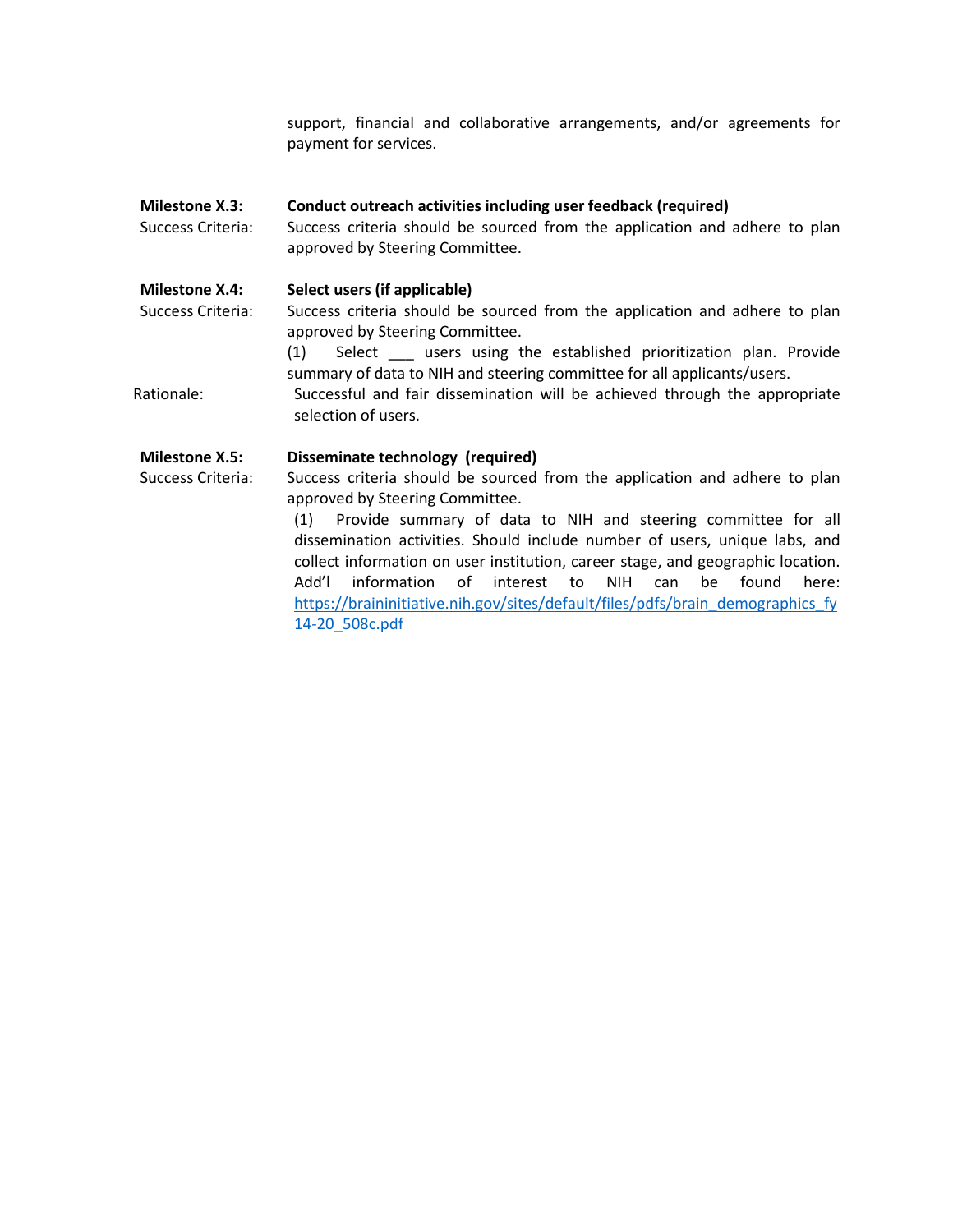support, financial and collaborative arrangements, and/or agreements for payment for services.

**Milestone X.3:** **Conduct outreach activities including user feedback (required)**

Success Criteria: Success criteria should be sourced from the application and adhere to plan approved by Steering Committee.

**Milestone X.4:** **Select users (if applicable)**

Success Criteria: Success criteria should be sourced from the application and adhere to plan approved by Steering Committee.

(1) Select ___ users using the established prioritization plan. Provide summary of data to NIH and steering committee for all applicants/users.

Rationale: Successful and fair dissemination will be achieved through the appropriate selection of users.

**Milestone X.5:** **Disseminate technology (required)**

Success Criteria: Success criteria should be sourced from the application and adhere to plan approved by Steering Committee.

(1) Provide summary of data to NIH and steering committee for all dissemination activities. Should include number of users, unique labs, and collect information on user institution, career stage, and geographic location. Add'l information of interest to NIH can be found here: [https://braininitiative.nih.gov/sites/default/files/pdfs/brain_demographics_fy14-20_508c.pdf](https://braininitiative.nih.gov/sites/default/files/pdfs/brain_demographics_fy14-20_508c.pdf)